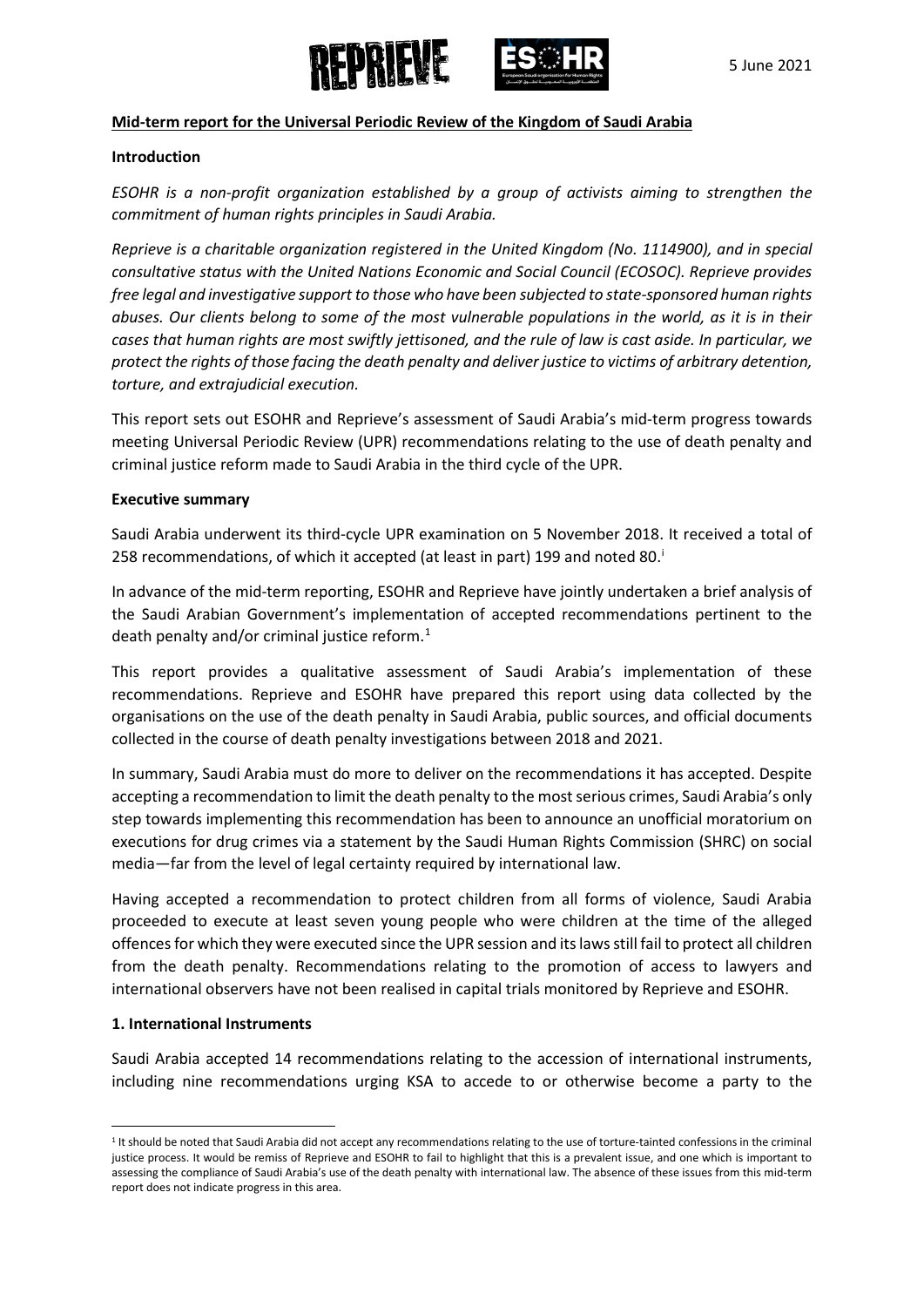5 June 2021

**Mid-term report for the Universal Periodic Review of the Kingdom of Saudi Arabia**

**Introduction**

*ESOHR is a non-profit organization established by a group of activists aiming to strengthen the commitment of human rights principles in Saudi Arabia.*

*Reprieve is a charitable organization registered in the United Kingdom (No. 1114900), and in special consultative status with the United Nations Economic and Social Council (ECOSOC). Reprieve provides free legal and investigative support to those who have been subjected to state-sponsored human rights abuses. Our clients belong to some of the most vulnerable populations in the world, as it is in their cases that human rights are most swiftly jettisoned, and the rule of law is cast aside. In particular, we protect the rights of those facing the death penalty and deliver justice to victims of arbitrary detention, torture, and extrajudicial execution.*

This report sets out ESOHR and Reprieve's assessment of Saudi Arabia's mid-term progress towards meeting Universal Periodic Review (UPR) recommendations relating to the use of death penalty and criminal justice reform made to Saudi Arabia in the third cycle of the UPR.

**Executive summary**

Saudi Arabia underwent its third-cycle UPR examination on 5 November 2018. It received a total of 258 recommendations, of which it accepted (at least in part) 199 and noted 80.[i]

In advance of the mid-term reporting, ESOHR and Reprieve have jointly undertaken a brief analysis of the Saudi Arabian Government's implementation of accepted recommendations pertinent to the death penalty and/or criminal justice reform.[1]

This report provides a qualitative assessment of Saudi Arabia's implementation of these recommendations. Reprieve and ESOHR have prepared this report using data collected by the organisations on the use of the death penalty in Saudi Arabia, public sources, and official documents collected in the course of death penalty investigations between 2018 and 2021.

In summary, Saudi Arabia must do more to deliver on the recommendations it has accepted. Despite accepting a recommendation to limit the death penalty to the most serious crimes, Saudi Arabia's only step towards implementing this recommendation has been to announce an unofficial moratorium on executions for drug crimes via a statement by the Saudi Human Rights Commission (SHRC) on social media—far from the level of legal certainty required by international law.

Having accepted a recommendation to protect children from all forms of violence, Saudi Arabia proceeded to execute at least seven young people who were children at the time of the alleged offences for which they were executed since the UPR session and its laws still fail to protect all children from the death penalty. Recommendations relating to the promotion of access to lawyers and international observers have not been realised in capital trials monitored by Reprieve and ESOHR.

**1. International Instruments**

Saudi Arabia accepted 14 recommendations relating to the accession of international instruments, including nine recommendations urging KSA to accede to or otherwise become a party to the

---

[1] It should be noted that Saudi Arabia did not accept any recommendations relating to the use of torture-tainted confessions in the criminal justice process. It would be remiss of Reprieve and ESOHR to fail to highlight that this is a prevalent issue, and one which is important to assessing the compliance of Saudi Arabia's use of the death penalty with international law. The absence of these issues from this mid-term report does not indicate progress in this area.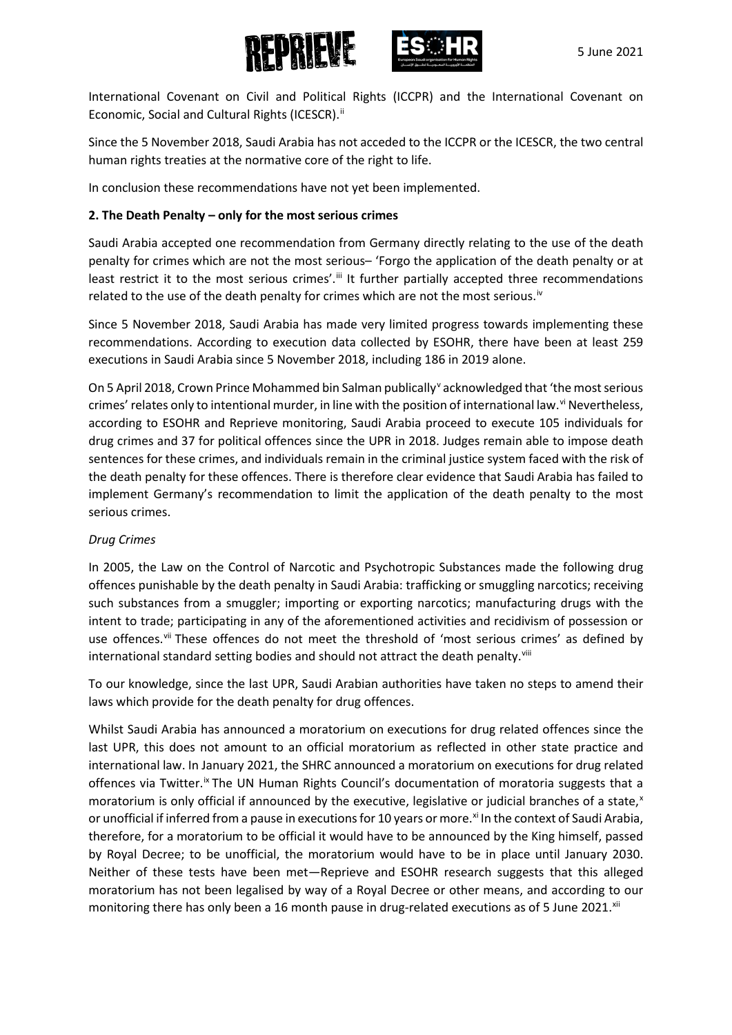International Covenant on Civil and Political Rights (ICCPR) and the International Covenant on Economic, Social and Cultural Rights (ICESCR).[ii]

Since the 5 November 2018, Saudi Arabia has not acceded to the ICCPR or the ICESCR, the two central human rights treaties at the normative core of the right to life.

In conclusion these recommendations have not yet been implemented.

**2. The Death Penalty – only for the most serious crimes**

Saudi Arabia accepted one recommendation from Germany directly relating to the use of the death penalty for crimes which are not the most serious– 'Forgo the application of the death penalty or at least restrict it to the most serious crimes'.[iii] It further partially accepted three recommendations related to the use of the death penalty for crimes which are not the most serious.[iv]

Since 5 November 2018, Saudi Arabia has made very limited progress towards implementing these recommendations. According to execution data collected by ESOHR, there have been at least 259 executions in Saudi Arabia since 5 November 2018, including 186 in 2019 alone.

On 5 April 2018, Crown Prince Mohammed bin Salman publically[v] acknowledged that 'the most serious crimes' relates only to intentional murder, in line with the position of international law.[vi] Nevertheless, according to ESOHR and Reprieve monitoring, Saudi Arabia proceed to execute 105 individuals for drug crimes and 37 for political offences since the UPR in 2018. Judges remain able to impose death sentences for these crimes, and individuals remain in the criminal justice system faced with the risk of the death penalty for these offences. There is therefore clear evidence that Saudi Arabia has failed to implement Germany's recommendation to limit the application of the death penalty to the most serious crimes.

*Drug Crimes*

In 2005, the Law on the Control of Narcotic and Psychotropic Substances made the following drug offences punishable by the death penalty in Saudi Arabia: trafficking or smuggling narcotics; receiving such substances from a smuggler; importing or exporting narcotics; manufacturing drugs with the intent to trade; participating in any of the aforementioned activities and recidivism of possession or use offences.[vii] These offences do not meet the threshold of 'most serious crimes' as defined by international standard setting bodies and should not attract the death penalty.[viii]

To our knowledge, since the last UPR, Saudi Arabian authorities have taken no steps to amend their laws which provide for the death penalty for drug offences.

Whilst Saudi Arabia has announced a moratorium on executions for drug related offences since the last UPR, this does not amount to an official moratorium as reflected in other state practice and international law. In January 2021, the SHRC announced a moratorium on executions for drug related offences via Twitter.[ix] The UN Human Rights Council's documentation of moratoria suggests that a moratorium is only official if announced by the executive, legislative or judicial branches of a state,[x] or unofficial if inferred from a pause in executions for 10 years or more.[xi] In the context of Saudi Arabia, therefore, for a moratorium to be official it would have to be announced by the King himself, passed by Royal Decree; to be unofficial, the moratorium would have to be in place until January 2030. Neither of these tests have been met—Reprieve and ESOHR research suggests that this alleged moratorium has not been legalised by way of a Royal Decree or other means, and according to our monitoring there has only been a 16 month pause in drug-related executions as of 5 June 2021.[xii]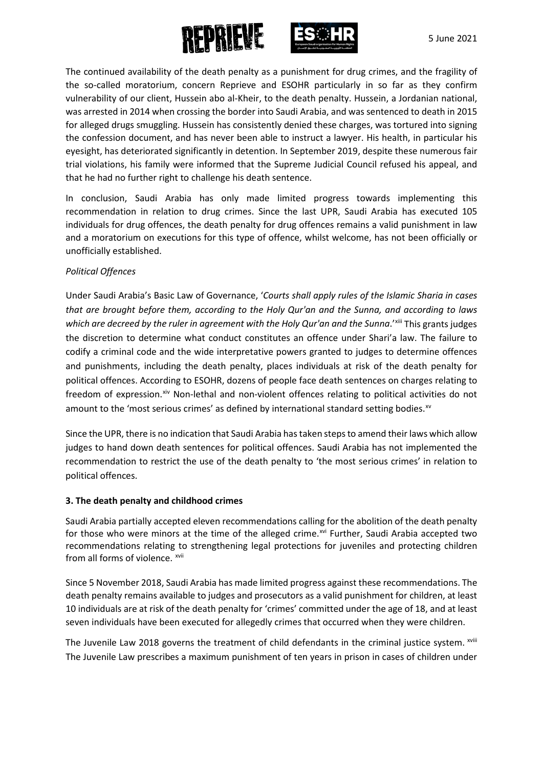The continued availability of the death penalty as a punishment for drug crimes, and the fragility of the so-called moratorium, concern Reprieve and ESOHR particularly in so far as they confirm vulnerability of our client, Hussein abo al-Kheir, to the death penalty. Hussein, a Jordanian national, was arrested in 2014 when crossing the border into Saudi Arabia, and was sentenced to death in 2015 for alleged drugs smuggling. Hussein has consistently denied these charges, was tortured into signing the confession document, and has never been able to instruct a lawyer. His health, in particular his eyesight, has deteriorated significantly in detention. In September 2019, despite these numerous fair trial violations, his family were informed that the Supreme Judicial Council refused his appeal, and that he had no further right to challenge his death sentence.

In conclusion, Saudi Arabia has only made limited progress towards implementing this recommendation in relation to drug crimes. Since the last UPR, Saudi Arabia has executed 105 individuals for drug offences, the death penalty for drug offences remains a valid punishment in law and a moratorium on executions for this type of offence, whilst welcome, has not been officially or unofficially established.

*Political Offences*

Under Saudi Arabia's Basic Law of Governance, '*Courts shall apply rules of the Islamic Sharia in cases that are brought before them, according to the Holy Qur'an and the Sunna, and according to laws which are decreed by the ruler in agreement with the Holy Qur'an and the Sunna*.'[xiii] This grants judges the discretion to determine what conduct constitutes an offence under Shari'a law. The failure to codify a criminal code and the wide interpretative powers granted to judges to determine offences and punishments, including the death penalty, places individuals at risk of the death penalty for political offences. According to ESOHR, dozens of people face death sentences on charges relating to freedom of expression.[xiv] Non-lethal and non-violent offences relating to political activities do not amount to the 'most serious crimes' as defined by international standard setting bodies.[xv]

Since the UPR, there is no indication that Saudi Arabia has taken steps to amend their laws which allow judges to hand down death sentences for political offences. Saudi Arabia has not implemented the recommendation to restrict the use of the death penalty to 'the most serious crimes' in relation to political offences.

**3. The death penalty and childhood crimes**

Saudi Arabia partially accepted eleven recommendations calling for the abolition of the death penalty for those who were minors at the time of the alleged crime.[xvi] Further, Saudi Arabia accepted two recommendations relating to strengthening legal protections for juveniles and protecting children from all forms of violence.[xvii]

Since 5 November 2018, Saudi Arabia has made limited progress against these recommendations. The death penalty remains available to judges and prosecutors as a valid punishment for children, at least 10 individuals are at risk of the death penalty for 'crimes' committed under the age of 18, and at least seven individuals have been executed for allegedly crimes that occurred when they were children.

The Juvenile Law 2018 governs the treatment of child defendants in the criminal justice system.[xviii] The Juvenile Law prescribes a maximum punishment of ten years in prison in cases of children under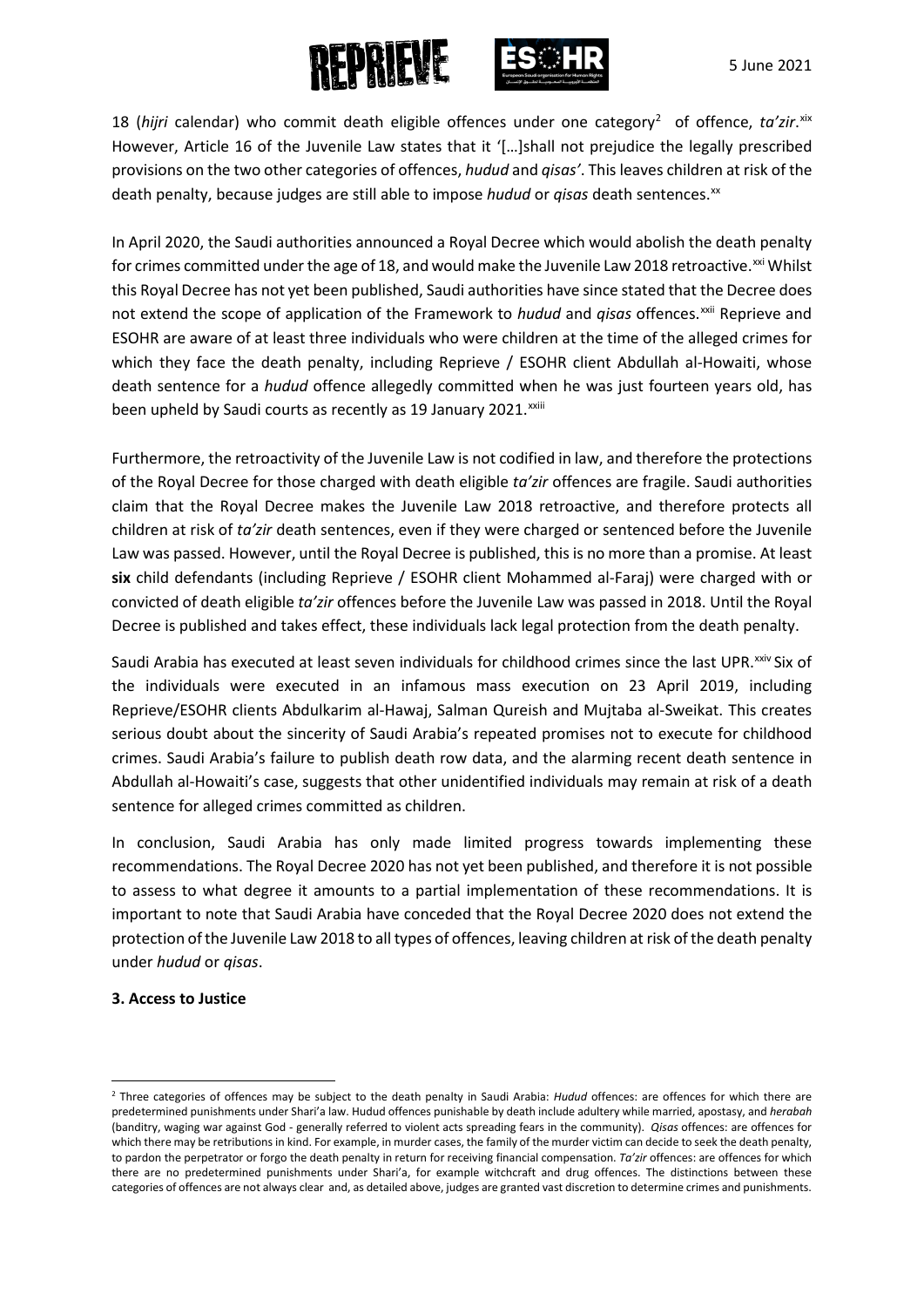18 (*hijri* calendar) who commit death eligible offences under one category[2] of offence, *ta'zir*.[xix] However, Article 16 of the Juvenile Law states that it '[…]shall not prejudice the legally prescribed provisions on the two other categories of offences, *hudud* and *qisas'*. This leaves children at risk of the death penalty, because judges are still able to impose *hudud* or *qisas* death sentences.[xx]

In April 2020, the Saudi authorities announced a Royal Decree which would abolish the death penalty for crimes committed under the age of 18, and would make the Juvenile Law 2018 retroactive.[xxi] Whilst this Royal Decree has not yet been published, Saudi authorities have since stated that the Decree does not extend the scope of application of the Framework to *hudud* and *qisas* offences.[xxii] Reprieve and ESOHR are aware of at least three individuals who were children at the time of the alleged crimes for which they face the death penalty, including Reprieve / ESOHR client Abdullah al-Howaiti, whose death sentence for a *hudud* offence allegedly committed when he was just fourteen years old, has been upheld by Saudi courts as recently as 19 January 2021.[xxiii]

Furthermore, the retroactivity of the Juvenile Law is not codified in law, and therefore the protections of the Royal Decree for those charged with death eligible *ta'zir* offences are fragile. Saudi authorities claim that the Royal Decree makes the Juvenile Law 2018 retroactive, and therefore protects all children at risk of *ta'zir* death sentences, even if they were charged or sentenced before the Juvenile Law was passed. However, until the Royal Decree is published, this is no more than a promise. At least **six** child defendants (including Reprieve / ESOHR client Mohammed al-Faraj) were charged with or convicted of death eligible *ta'zir* offences before the Juvenile Law was passed in 2018. Until the Royal Decree is published and takes effect, these individuals lack legal protection from the death penalty.

Saudi Arabia has executed at least seven individuals for childhood crimes since the last UPR.[xxiv] Six of the individuals were executed in an infamous mass execution on 23 April 2019, including Reprieve/ESOHR clients Abdulkarim al-Hawaj, Salman Qureish and Mujtaba al-Sweikat. This creates serious doubt about the sincerity of Saudi Arabia's repeated promises not to execute for childhood crimes. Saudi Arabia's failure to publish death row data, and the alarming recent death sentence in Abdullah al-Howaiti's case, suggests that other unidentified individuals may remain at risk of a death sentence for alleged crimes committed as children.

In conclusion, Saudi Arabia has only made limited progress towards implementing these recommendations. The Royal Decree 2020 has not yet been published, and therefore it is not possible to assess to what degree it amounts to a partial implementation of these recommendations. It is important to note that Saudi Arabia have conceded that the Royal Decree 2020 does not extend the protection of the Juvenile Law 2018 to all types of offences, leaving children at risk of the death penalty under *hudud* or *qisas*.

### 3. Access to Justice

[2] Three categories of offences may be subject to the death penalty in Saudi Arabia: *Hudud* offences: are offences for which there are predetermined punishments under Shari'a law. Hudud offences punishable by death include adultery while married, apostasy, and *herabah* (banditry, waging war against God - generally referred to violent acts spreading fears in the community). *Qisas* offences: are offences for which there may be retributions in kind. For example, in murder cases, the family of the murder victim can decide to seek the death penalty, to pardon the perpetrator or forgo the death penalty in return for receiving financial compensation. *Ta'zir* offences: are offences for which there are no predetermined punishments under Shari'a, for example witchcraft and drug offences. The distinctions between these categories of offences are not always clear and, as detailed above, judges are granted vast discretion to determine crimes and punishments.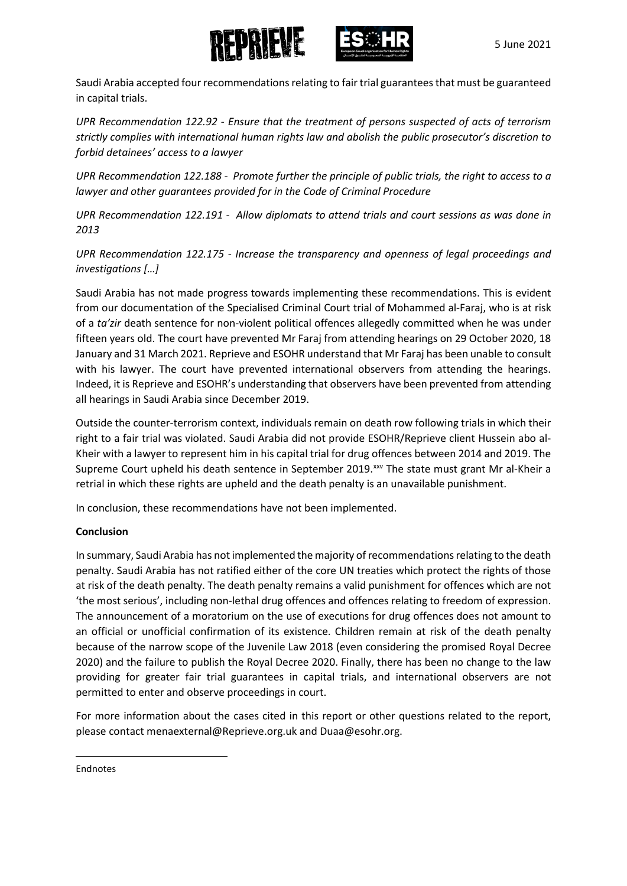Saudi Arabia accepted four recommendations relating to fair trial guarantees that must be guaranteed in capital trials.

*UPR Recommendation 122.92 - Ensure that the treatment of persons suspected of acts of terrorism strictly complies with international human rights law and abolish the public prosecutor's discretion to forbid detainees' access to a lawyer*

*UPR Recommendation 122.188 - Promote further the principle of public trials, the right to access to a lawyer and other guarantees provided for in the Code of Criminal Procedure*

*UPR Recommendation 122.191 - Allow diplomats to attend trials and court sessions as was done in 2013*

*UPR Recommendation 122.175 - Increase the transparency and openness of legal proceedings and investigations […]*

Saudi Arabia has not made progress towards implementing these recommendations. This is evident from our documentation of the Specialised Criminal Court trial of Mohammed al-Faraj, who is at risk of a *ta'zir* death sentence for non-violent political offences allegedly committed when he was under fifteen years old. The court have prevented Mr Faraj from attending hearings on 29 October 2020, 18 January and 31 March 2021. Reprieve and ESOHR understand that Mr Faraj has been unable to consult with his lawyer. The court have prevented international observers from attending the hearings. Indeed, it is Reprieve and ESOHR's understanding that observers have been prevented from attending all hearings in Saudi Arabia since December 2019.

Outside the counter-terrorism context, individuals remain on death row following trials in which their right to a fair trial was violated. Saudi Arabia did not provide ESOHR/Reprieve client Hussein abo al-Kheir with a lawyer to represent him in his capital trial for drug offences between 2014 and 2019. The Supreme Court upheld his death sentence in September 2019.[xxv] The state must grant Mr al-Kheir a retrial in which these rights are upheld and the death penalty is an unavailable punishment.

In conclusion, these recommendations have not been implemented.

**Conclusion**

In summary, Saudi Arabia has not implemented the majority of recommendations relating to the death penalty. Saudi Arabia has not ratified either of the core UN treaties which protect the rights of those at risk of the death penalty. The death penalty remains a valid punishment for offences which are not 'the most serious', including non-lethal drug offences and offences relating to freedom of expression. The announcement of a moratorium on the use of executions for drug offences does not amount to an official or unofficial confirmation of its existence. Children remain at risk of the death penalty because of the narrow scope of the Juvenile Law 2018 (even considering the promised Royal Decree 2020) and the failure to publish the Royal Decree 2020. Finally, there has been no change to the law providing for greater fair trial guarantees in capital trials, and international observers are not permitted to enter and observe proceedings in court.

For more information about the cases cited in this report or other questions related to the report, please contact menaexternal@Reprieve.org.uk and Duaa@esohr.org.

Endnotes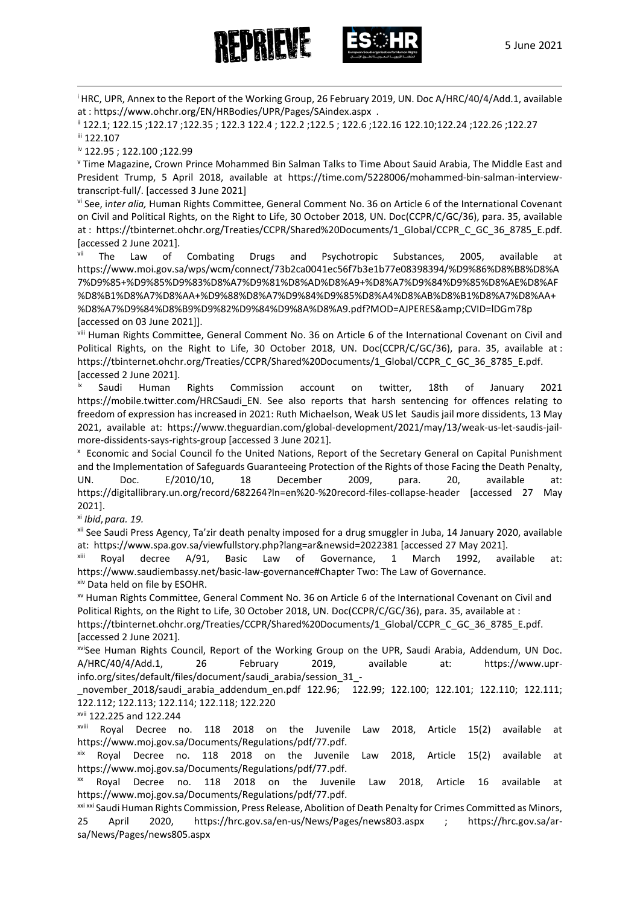[i] HRC, UPR, Annex to the Report of the Working Group, 26 February 2019, UN. Doc A/HRC/40/4/Add.1, available at : https://www.ohchr.org/EN/HRBodies/UPR/Pages/SAindex.aspx .

[ii] 122.1; 122.15 ;122.17 ;122.35 ; 122.3 122.4 ; 122.2 ;122.5 ; 122.6 ;122.16 122.10;122.24 ;122.26 ;122.27

[iii] 122.107

[iv] 122.95 ; 122.100 ;122.99

[v] Time Magazine, Crown Prince Mohammed Bin Salman Talks to Time About Sauid Arabia, The Middle East and President Trump, 5 April 2018, available at https://time.com/5228006/mohammed-bin-salman-interview-transcript-full/. [accessed 3 June 2021]

[vi] See, *inter alia,* Human Rights Committee, General Comment No. 36 on Article 6 of the International Covenant on Civil and Political Rights, on the Right to Life, 30 October 2018, UN. Doc(CCPR/C/GC/36), para. 35, available at : https://tbinternet.ohchr.org/Treaties/CCPR/Shared%20Documents/1_Global/CCPR_C_GC_36_8785_E.pdf. [accessed 2 June 2021].

[vii] The Law of Combating Drugs and Psychotropic Substances, 2005, available at https://www.moi.gov.sa/wps/wcm/connect/73b2ca0041ec56f7b3e1b77e08398394/%D9%86%D8%B8%D8%A7%D9%85+%D9%85%D9%83%D8%A7%D9%81%D8%AD%D8%A9+%D8%A7%D9%84%D9%85%D8%AE%D8%AF%D8%B1%D8%A7%D8%AA+%D9%88%D8%A7%D9%84%D9%85%D8%A4%D8%AB%D8%B1%D8%A7%D8%AA+%D8%A7%D9%84%D8%B9%D9%82%D9%84%D9%8A%D8%A9.pdf?MOD=AJPERES&amp;CVID=lDGm78p [accessed on 03 June 2021]].

[viii] Human Rights Committee, General Comment No. 36 on Article 6 of the International Covenant on Civil and Political Rights, on the Right to Life, 30 October 2018, UN. Doc(CCPR/C/GC/36), para. 35, available at : https://tbinternet.ohchr.org/Treaties/CCPR/Shared%20Documents/1_Global/CCPR_C_GC_36_8785_E.pdf. [accessed 2 June 2021].

[ix] Saudi Human Rights Commission account on twitter, 18th of January 2021 https://mobile.twitter.com/HRCSaudi_EN. See also reports that harsh sentencing for offences relating to freedom of expression has increased in 2021: Ruth Michaelson, Weak US let Saudis jail more dissidents, 13 May 2021, available at: https://www.theguardian.com/global-development/2021/may/13/weak-us-let-saudis-jail-more-dissidents-says-rights-group [accessed 3 June 2021].

[x] Economic and Social Council fo the United Nations, Report of the Secretary General on Capital Punishment and the Implementation of Safeguards Guaranteeing Protection of the Rights of those Facing the Death Penalty, UN. Doc. E/2010/10, 18 December 2009, para. 20, available at: https://digitallibrary.un.org/record/682264?ln=en%20-%20record-files-collapse-header [accessed 27 May 2021].

[xi] *Ibid*, *para. 19.*

[xii] See Saudi Press Agency, Ta'zir death penalty imposed for a drug smuggler in Juba, 14 January 2020, available at: https://www.spa.gov.sa/viewfullstory.php?lang=ar&newsid=2022381 [accessed 27 May 2021].

[xiii] Royal decree A/91, Basic Law of Governance, 1 March 1992, available at: https://www.saudiembassy.net/basic-law-governance#Chapter Two: The Law of Governance.

[xiv] Data held on file by ESOHR.

[xv] Human Rights Committee, General Comment No. 36 on Article 6 of the International Covenant on Civil and Political Rights, on the Right to Life, 30 October 2018, UN. Doc(CCPR/C/GC/36), para. 35, available at : https://tbinternet.ohchr.org/Treaties/CCPR/Shared%20Documents/1_Global/CCPR_C_GC_36_8785_E.pdf. [accessed 2 June 2021].

[xvi] See Human Rights Council, Report of the Working Group on the UPR, Saudi Arabia, Addendum, UN Doc. A/HRC/40/4/Add.1, 26 February 2019, available at: https://www.upr-info.org/sites/default/files/document/saudi_arabia/session_31_-_november_2018/saudi_arabia_addendum_en.pdf 122.96; 122.99; 122.100; 122.101; 122.110; 122.111; 122.112; 122.113; 122.114; 122.118; 122.220

[xvii] 122.225 and 122.244

[xviii] Royal Decree no. 118 2018 on the Juvenile Law 2018, Article 15(2) available at https://www.moj.gov.sa/Documents/Regulations/pdf/77.pdf.

[xix] Royal Decree no. 118 2018 on the Juvenile Law 2018, Article 15(2) available at https://www.moj.gov.sa/Documents/Regulations/pdf/77.pdf.

[xx] Royal Decree no. 118 2018 on the Juvenile Law 2018, Article 16 available at https://www.moj.gov.sa/Documents/Regulations/pdf/77.pdf.

[xxi xxi] Saudi Human Rights Commission, Press Release, Abolition of Death Penalty for Crimes Committed as Minors, 25 April 2020, https://hrc.gov.sa/en-us/News/Pages/news803.aspx ; https://hrc.gov.sa/ar-sa/News/Pages/news805.aspx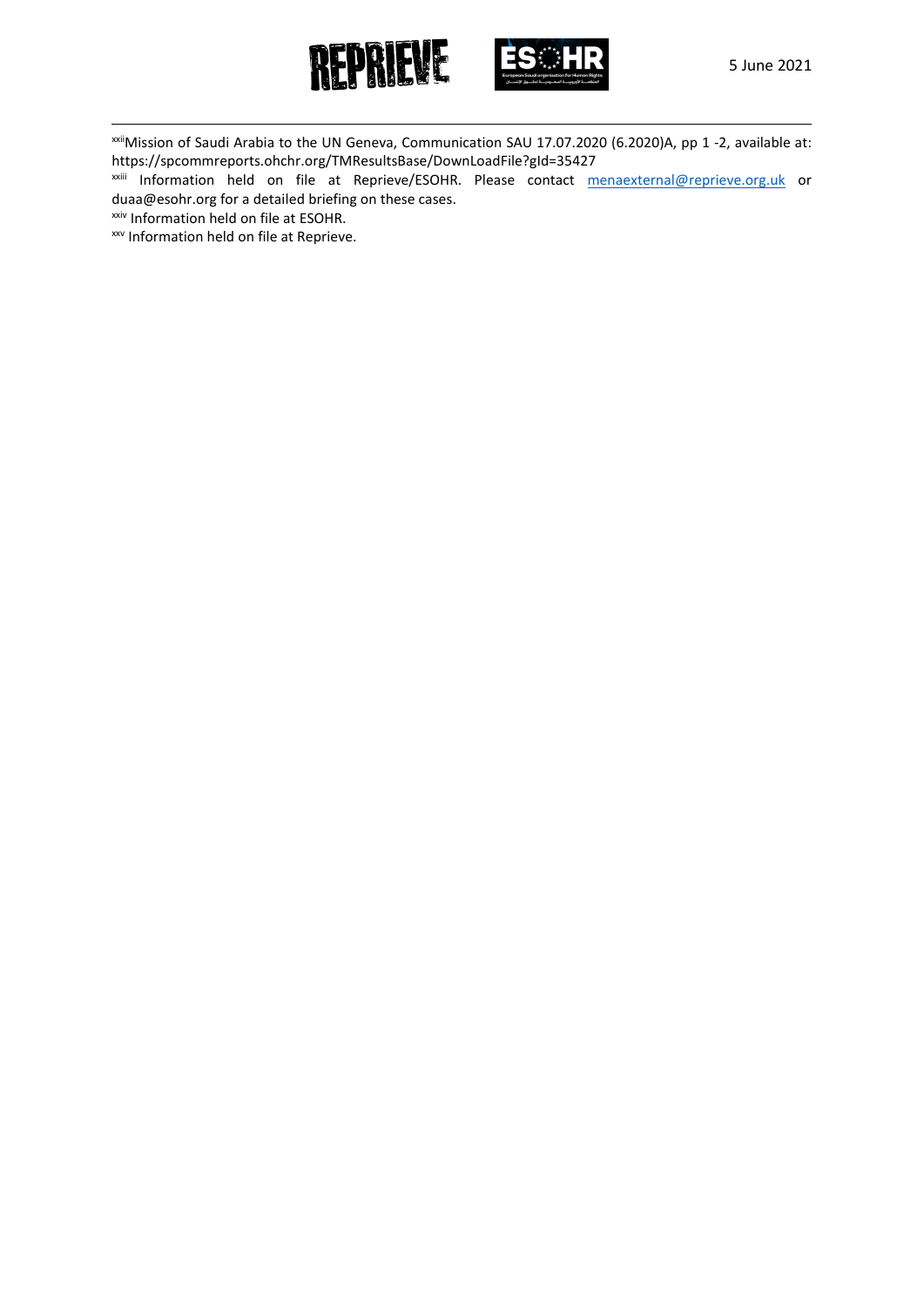[xxii]Mission of Saudi Arabia to the UN Geneva, Communication SAU 17.07.2020 (6.2020)A, pp 1 -2, available at: https://spcommreports.ohchr.org/TMResultsBase/DownLoadFile?gId=35427

[xxiii] Information held on file at Reprieve/ESOHR. Please contact menaexternal@reprieve.org.uk or duaa@esohr.org for a detailed briefing on these cases.

[xxiv] Information held on file at ESOHR.

[xxv] Information held on file at Reprieve.